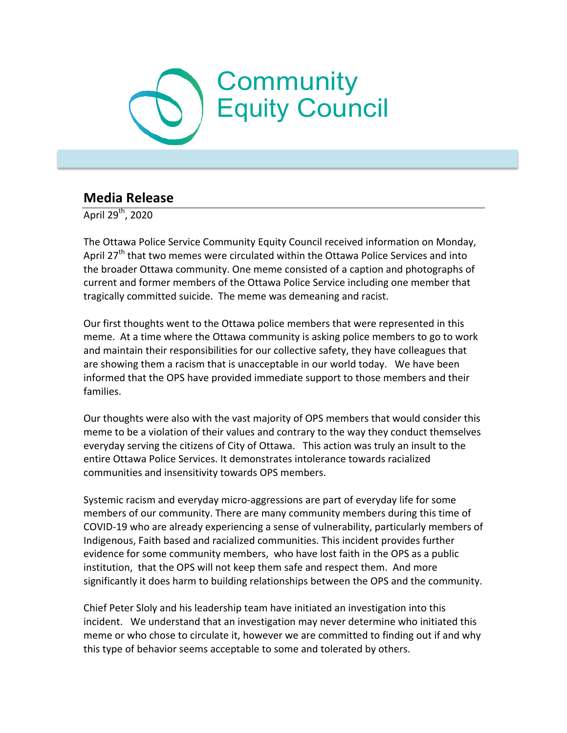Community Equity Council

## Media Release

April 29th, 2020

The Ottawa Police Service Community Equity Council received information on Monday, April 27th that two memes were circulated within the Ottawa Police Services and into the broader Ottawa community. One meme consisted of a caption and photographs of current and former members of the Ottawa Police Service including one member that tragically committed suicide. The meme was demeaning and racist.

Our first thoughts went to the Ottawa police members that were represented in this meme. At a time where the Ottawa community is asking police members to go to work and maintain their responsibilities for our collective safety, they have colleagues that are showing them a racism that is unacceptable in our world today. We have been informed that the OPS have provided immediate support to those members and their families.

Our thoughts were also with the vast majority of OPS members that would consider this meme to be a violation of their values and contrary to the way they conduct themselves everyday serving the citizens of City of Ottawa. This action was truly an insult to the entire Ottawa Police Services. It demonstrates intolerance towards racialized communities and insensitivity towards OPS members.

Systemic racism and everyday micro-aggressions are part of everyday life for some members of our community. There are many community members during this time of COVID-19 who are already experiencing a sense of vulnerability, particularly members of Indigenous, Faith based and racialized communities. This incident provides further evidence for some community members, who have lost faith in the OPS as a public institution, that the OPS will not keep them safe and respect them. And more significantly it does harm to building relationships between the OPS and the community.

Chief Peter Sloly and his leadership team have initiated an investigation into this incident. We understand that an investigation may never determine who initiated this meme or who chose to circulate it, however we are committed to finding out if and why this type of behavior seems acceptable to some and tolerated by others.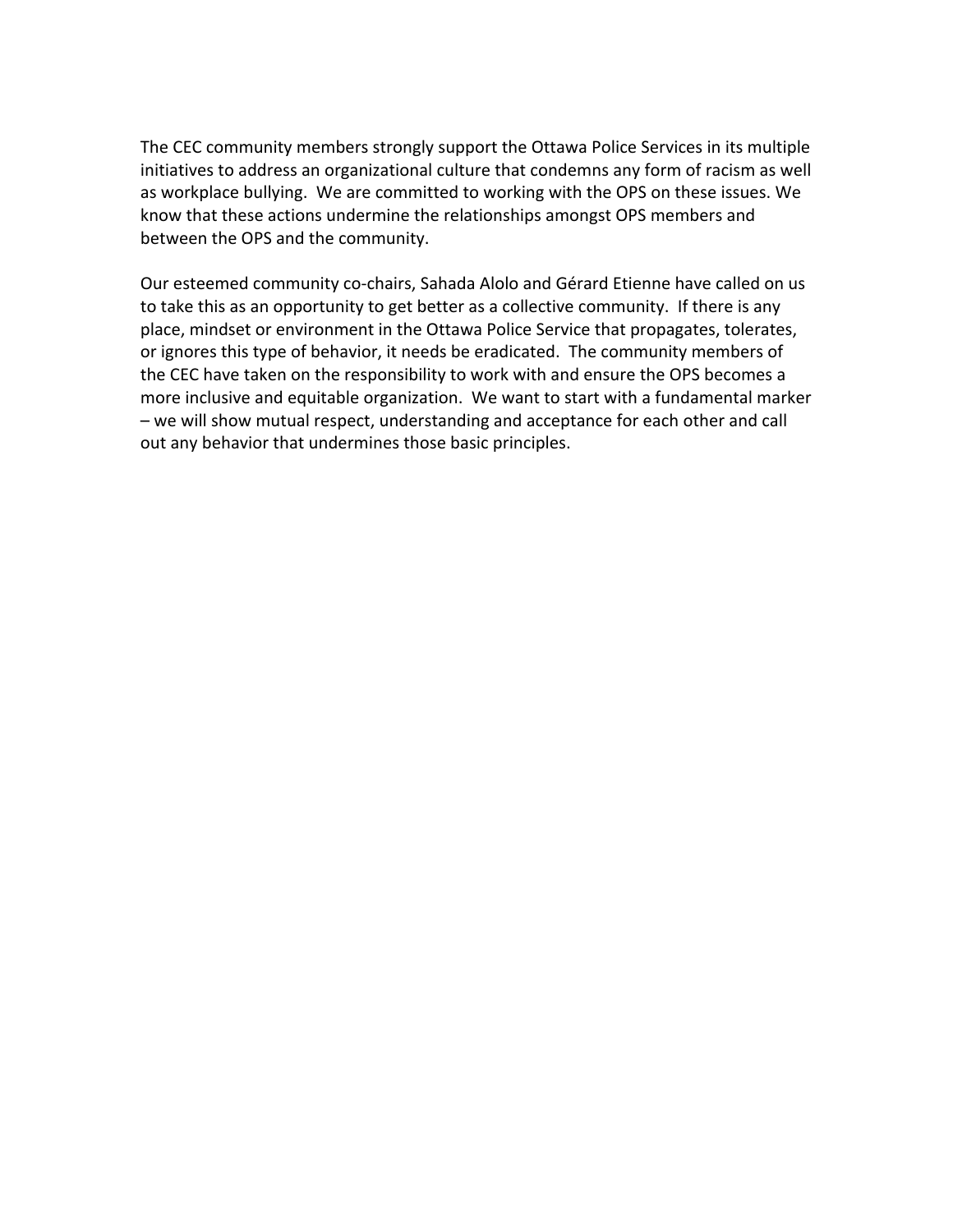The CEC community members strongly support the Ottawa Police Services in its multiple initiatives to address an organizational culture that condemns any form of racism as well as workplace bullying. We are committed to working with the OPS on these issues. We know that these actions undermine the relationships amongst OPS members and between the OPS and the community.

Our esteemed community co-chairs, Sahada Alolo and Gérard Etienne have called on us to take this as an opportunity to get better as a collective community. If there is any place, mindset or environment in the Ottawa Police Service that propagates, tolerates, or ignores this type of behavior, it needs be eradicated. The community members of the CEC have taken on the responsibility to work with and ensure the OPS becomes a more inclusive and equitable organization. We want to start with a fundamental marker – we will show mutual respect, understanding and acceptance for each other and call out any behavior that undermines those basic principles.